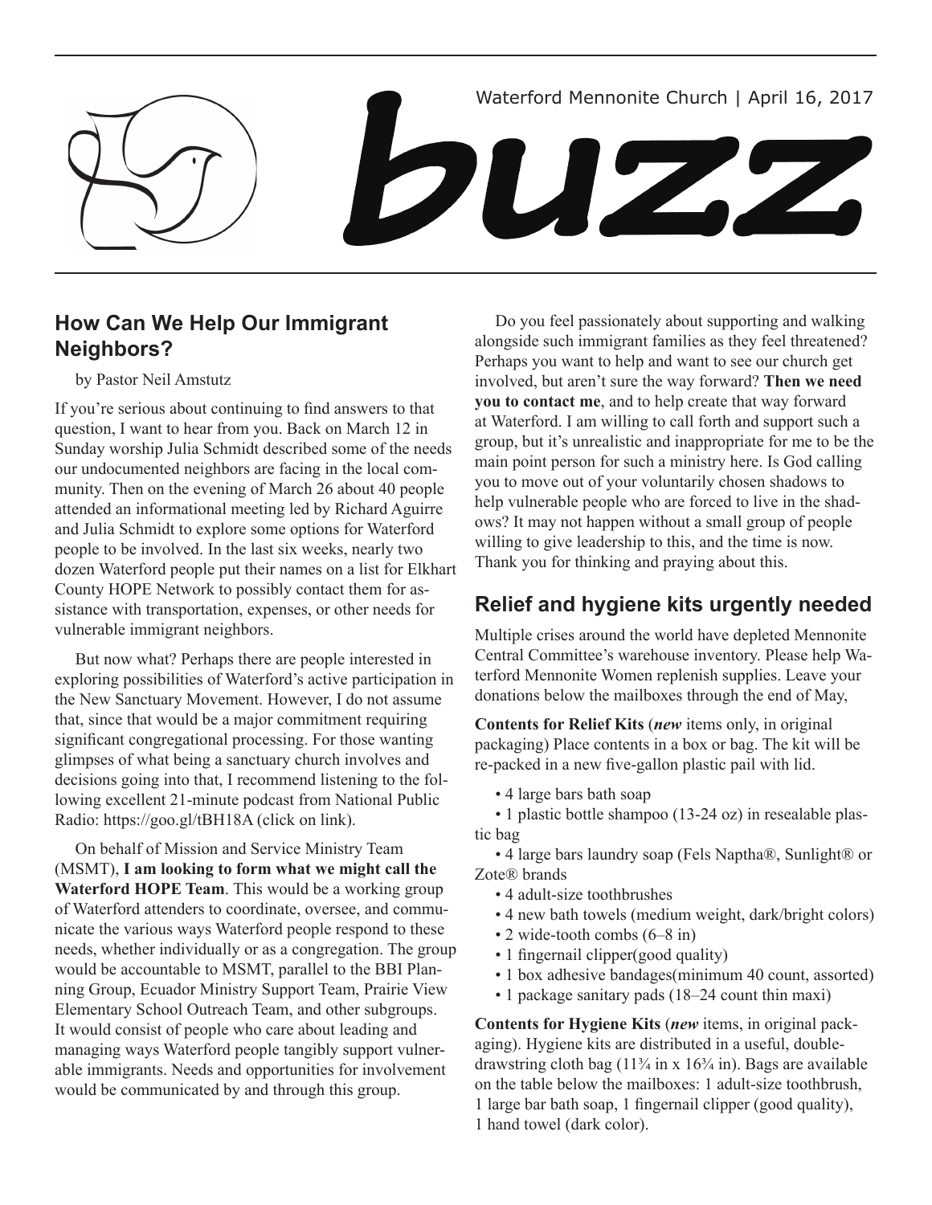Waterford Mennonite Church | April 16, 2017

# buzz

## How Can We Help Our Immigrant Neighbors?

by Pastor Neil Amstutz

If you're serious about continuing to find answers to that question, I want to hear from you. Back on March 12 in Sunday worship Julia Schmidt described some of the needs our undocumented neighbors are facing in the local community. Then on the evening of March 26 about 40 people attended an informational meeting led by Richard Aguirre and Julia Schmidt to explore some options for Waterford people to be involved. In the last six weeks, nearly two dozen Waterford people put their names on a list for Elkhart County HOPE Network to possibly contact them for assistance with transportation, expenses, or other needs for vulnerable immigrant neighbors.

But now what? Perhaps there are people interested in exploring possibilities of Waterford's active participation in the New Sanctuary Movement. However, I do not assume that, since that would be a major commitment requiring significant congregational processing. For those wanting glimpses of what being a sanctuary church involves and decisions going into that, I recommend listening to the following excellent 21-minute podcast from National Public Radio: https://goo.gl/tBH18A (click on link).

On behalf of Mission and Service Ministry Team (MSMT), **I am looking to form what we might call the Waterford HOPE Team**. This would be a working group of Waterford attenders to coordinate, oversee, and communicate the various ways Waterford people respond to these needs, whether individually or as a congregation. The group would be accountable to MSMT, parallel to the BBI Planning Group, Ecuador Ministry Support Team, Prairie View Elementary School Outreach Team, and other subgroups. It would consist of people who care about leading and managing ways Waterford people tangibly support vulnerable immigrants. Needs and opportunities for involvement would be communicated by and through this group.

Do you feel passionately about supporting and walking alongside such immigrant families as they feel threatened? Perhaps you want to help and want to see our church get involved, but aren't sure the way forward? **Then we need you to contact me**, and to help create that way forward at Waterford. I am willing to call forth and support such a group, but it's unrealistic and inappropriate for me to be the main point person for such a ministry here. Is God calling you to move out of your voluntarily chosen shadows to help vulnerable people who are forced to live in the shadows? It may not happen without a small group of people willing to give leadership to this, and the time is now. Thank you for thinking and praying about this.

## Relief and hygiene kits urgently needed

Multiple crises around the world have depleted Mennonite Central Committee's warehouse inventory. Please help Waterford Mennonite Women replenish supplies. Leave your donations below the mailboxes through the end of May,

**Contents for Relief Kits** (***new*** items only, in original packaging) Place contents in a box or bag. The kit will be re-packed in a new five-gallon plastic pail with lid.

- 4 large bars bath soap
- 1 plastic bottle shampoo (13-24 oz) in resealable plastic bag
- 4 large bars laundry soap (Fels Naptha®, Sunlight® or Zote® brands
- 4 adult-size toothbrushes
- 4 new bath towels (medium weight, dark/bright colors)
- 2 wide-tooth combs (6–8 in)
- 1 fingernail clipper(good quality)
- 1 box adhesive bandages(minimum 40 count, assorted)
- 1 package sanitary pads (18–24 count thin maxi)

**Contents for Hygiene Kits** (***new*** items, in original packaging). Hygiene kits are distributed in a useful, double-drawstring cloth bag (11¾ in x 16¾ in). Bags are available on the table below the mailboxes: 1 adult-size toothbrush, 1 large bar bath soap, 1 fingernail clipper (good quality), 1 hand towel (dark color).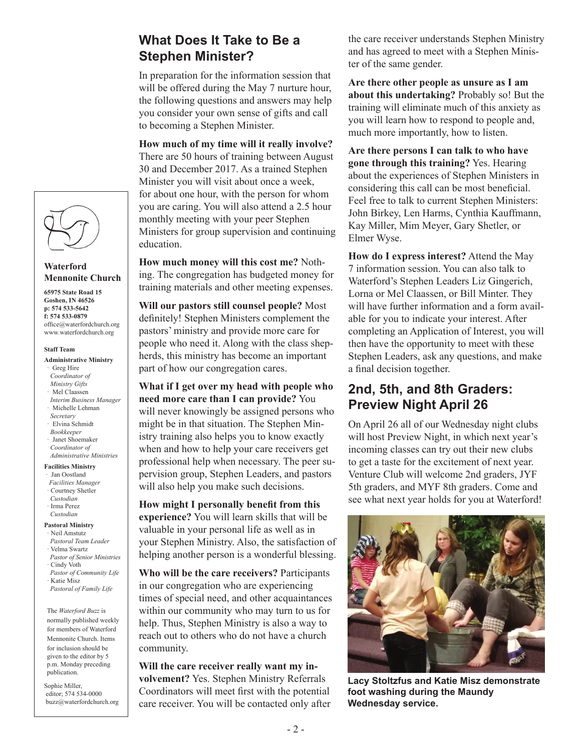## What Does It Take to Be a Stephen Minister?

In preparation for the information session that will be offered during the May 7 nurture hour, the following questions and answers may help you consider your own sense of gifts and call to becoming a Stephen Minister.

**How much of my time will it really involve?** There are 50 hours of training between August 30 and December 2017. As a trained Stephen Minister you will visit about once a week, for about one hour, with the person for whom you are caring. You will also attend a 2.5 hour monthly meeting with your peer Stephen Ministers for group supervision and continuing education.

**How much money will this cost me?** Nothing. The congregation has budgeted money for training materials and other meeting expenses.

**Will our pastors still counsel people?** Most definitely! Stephen Ministers complement the pastors' ministry and provide more care for people who need it. Along with the class shepherds, this ministry has become an important part of how our congregation cares.

**What if I get over my head with people who need more care than I can provide?** You will never knowingly be assigned persons who might be in that situation. The Stephen Ministry training also helps you to know exactly when and how to help your care receivers get professional help when necessary. The peer supervision group, Stephen Leaders, and pastors will also help you make such decisions.

**How might I personally benefit from this experience?** You will learn skills that will be valuable in your personal life as well as in your Stephen Ministry. Also, the satisfaction of helping another person is a wonderful blessing.

**Who will be the care receivers?** Participants in our congregation who are experiencing times of special need, and other acquaintances within our community who may turn to us for help. Thus, Stephen Ministry is also a way to reach out to others who do not have a church community.

**Will the care receiver really want my involvement?** Yes. Stephen Ministry Referrals Coordinators will meet first with the potential care receiver. You will be contacted only after the care receiver understands Stephen Ministry and has agreed to meet with a Stephen Minister of the same gender.

**Are there other people as unsure as I am about this undertaking?** Probably so! But the training will eliminate much of this anxiety as you will learn how to respond to people and, much more importantly, how to listen.

**Are there persons I can talk to who have gone through this training?** Yes. Hearing about the experiences of Stephen Ministers in considering this call can be most beneficial. Feel free to talk to current Stephen Ministers: John Birkey, Len Harms, Cynthia Kauffmann, Kay Miller, Mim Meyer, Gary Shetler, or Elmer Wyse.

**How do I express interest?** Attend the May 7 information session. You can also talk to Waterford's Stephen Leaders Liz Gingerich, Lorna or Mel Claassen, or Bill Minter. They will have further information and a form available for you to indicate your interest. After completing an Application of Interest, you will then have the opportunity to meet with these Stephen Leaders, ask any questions, and make a final decision together.

## 2nd, 5th, and 8th Graders: Preview Night April 26

On April 26 all of our Wednesday night clubs will host Preview Night, in which next year's incoming classes can try out their new clubs to get a taste for the excitement of next year. Venture Club will welcome 2nd graders, JYF 5th graders, and MYF 8th graders. Come and see what next year holds for you at Waterford!

**Lacy Stoltzfus and Katie Misz demonstrate foot washing during the Maundy Wednesday service.**

---

**Waterford Mennonite Church**

**65975 State Road 15**
**Goshen, IN 46526**
**p: 574 533-5642**
**f: 574 533-0879**
office@waterfordchurch.org
www.waterfordchurch.org

**Staff Team**

**Administrative Ministry**
- Greg Hire, *Coordinator of Ministry Gifts*
- Mel Claassen, *Interim Business Manager*
- Michelle Lehman, *Secretary*
- Elvina Schmidt, *Bookkeeper*
- Janet Shoemaker, *Coordinator of Administrative Ministries*

**Facilities Ministry**
- Jan Oostland, *Facilities Manager*
- Courtney Shetler, *Custodian*
- Irma Perez, *Custodian*

**Pastoral Ministry**
- Neil Amstutz, *Pastoral Team Leader*
- Velma Swartz, *Pastor of Senior Ministries*
- Cindy Voth, *Pastor of Community Life*
- Katie Misz, *Pastoral of Family Life*

The *Waterford Buzz* is normally published weekly for members of Waterford Mennonite Church. Items for inclusion should be given to the editor by 5 p.m. Monday preceding publication.

Sophie Miller, editor; 574 534-0000
buzz@waterfordchurch.org